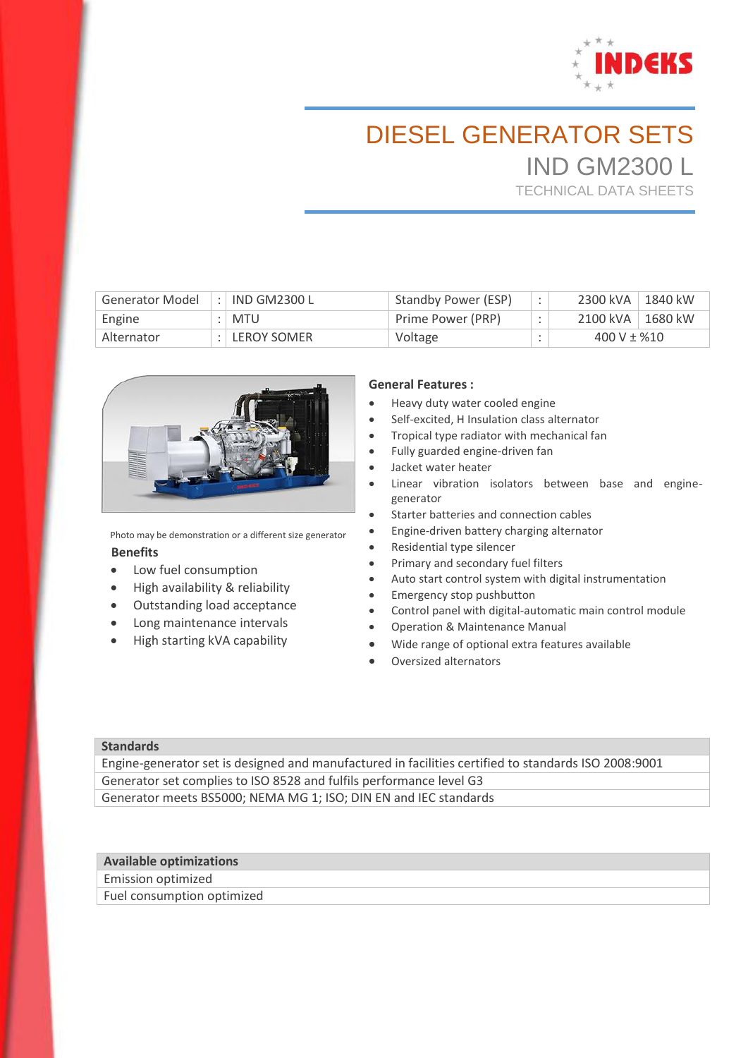# DIESEL GENERATOR SETS

## IND GM2300 L

TECHNICAL DATA SHEETS

| | | | | | | |
|---|---|---|---|---|---|---|
| Generator Model | : | IND GM2300 L | Standby Power (ESP) | : | 2300 kVA | 1840 kW |
| Engine | : | MTU | Prime Power (PRP) | : | 2100 kVA | 1680 kW |
| Alternator | : | LEROY SOMER | Voltage | : | 400 V ± %10 | |

Photo may be demonstration or a different size generator

**Benefits**

- Low fuel consumption
- High availability & reliability
- Outstanding load acceptance
- Long maintenance intervals
- High starting kVA capability

**General Features :**

- Heavy duty water cooled engine
- Self-excited, H Insulation class alternator
- Tropical type radiator with mechanical fan
- Fully guarded engine-driven fan
- Jacket water heater
- Linear vibration isolators between base and engine-generator
- Starter batteries and connection cables
- Engine-driven battery charging alternator
- Residential type silencer
- Primary and secondary fuel filters
- Auto start control system with digital instrumentation
- Emergency stop pushbutton
- Control panel with digital-automatic main control module
- Operation & Maintenance Manual
- Wide range of optional extra features available
- Oversized alternators

| Standards |
|---|
| Engine-generator set is designed and manufactured in facilities certified to standards ISO 2008:9001 |
| Generator set complies to ISO 8528 and fulfils performance level G3 |
| Generator meets BS5000; NEMA MG 1; ISO; DIN EN and IEC standards |

| Available optimizations |
|---|
| Emission optimized |
| Fuel consumption optimized |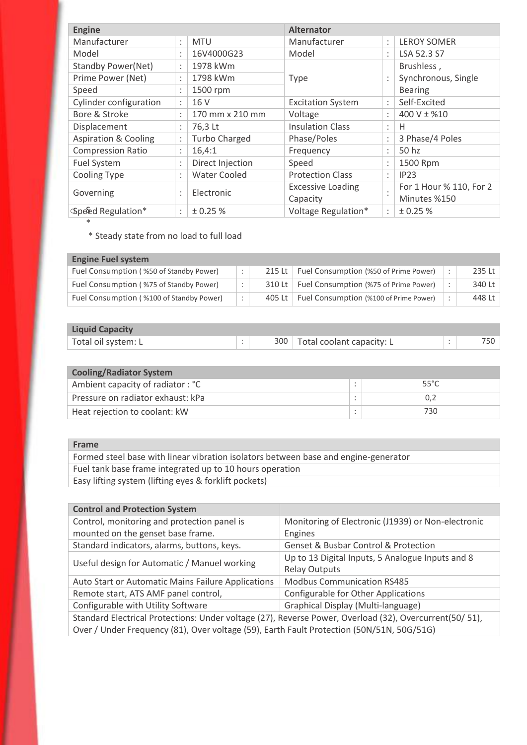| Engine | | | Alternator | | |
|---|---|---|---|---|---|
| Manufacturer | : | MTU | Manufacturer | : | LEROY SOMER |
| Model | : | 16V4000G23 | Model | : | LSA 52.3 S7 |
| Standby Power(Net) | : | 1978 kWm | Type | : | Brushless , Synchronous, Single Bearing |
| Prime Power (Net) | : | 1798 kWm | | | |
| Speed | : | 1500 rpm | | | |
| Cylinder configuration | : | 16 V | Excitation System | : | Self-Excited |
| Bore & Stroke | : | 170 mm x 210 mm | Voltage | : | 400 V ± %10 |
| Displacement | : | 76,3 Lt | Insulation Class | : | H |
| Aspiration & Cooling | : | Turbo Charged | Phase/Poles | : | 3 Phase/4 Poles |
| Compression Ratio | : | 16,4:1 | Frequency | : | 50 hz |
| Fuel System | : | Direct Injection | Speed | : | 1500 Rpm |
| Cooling Type | : | Water Cooled | Protection Class | : | IP23 |
| Governing | : | Electronic | Excessive Loading Capacity | : | For 1 Hour % 110, For 2 Minutes %150 |
| Speed Regulation* | : | ± 0.25 % | Voltage Regulation* | : | ± 0.25 % |

\* Steady state from no load to full load

| Engine Fuel system | | | | | |
|---|---|---|---|---|---|
| Fuel Consumption ( %50 of Standby Power) | : | 215 Lt | Fuel Consumption (%50 of Prime Power) | : | 235 Lt |
| Fuel Consumption ( %75 of Standby Power) | : | 310 Lt | Fuel Consumption (%75 of Prime Power) | : | 340 Lt |
| Fuel Consumption ( %100 of Standby Power) | : | 405 Lt | Fuel Consumption (%100 of Prime Power) | : | 448 Lt |

| Liquid Capacity | | | | | |
|---|---|---|---|---|---|
| Total oil system: L | : | 300 | Total coolant capacity: L | : | 750 |

| Cooling/Radiator System | | |
|---|---|---|
| Ambient capacity of radiator : °C | : | 55°C |
| Pressure on radiator exhaust: kPa | : | 0,2 |
| Heat rejection to coolant: kW | : | 730 |

| Frame |
|---|
| Formed steel base with linear vibration isolators between base and engine-generator |
| Fuel tank base frame integrated up to 10 hours operation |
| Easy lifting system (lifting eyes & forklift pockets) |

| Control and Protection System | |
|---|---|
| Control, monitoring and protection panel is mounted on the genset base frame. | Monitoring of Electronic (J1939) or Non-electronic Engines |
| Standard indicators, alarms, buttons, keys. | Genset & Busbar Control & Protection |
| Useful design for Automatic / Manuel working | Up to 13 Digital Inputs, 5 Analogue Inputs and 8 Relay Outputs |
| Auto Start or Automatic Mains Failure Applications | Modbus Communication RS485 |
| Remote start, ATS AMF panel control, | Configurable for Other Applications |
| Configurable with Utility Software | Graphical Display (Multi-language) |
| Standard Electrical Protections: Under voltage (27), Reverse Power, Overload (32), Overcurrent(50/ 51), Over / Under Frequency (81), Over voltage (59), Earth Fault Protection (50N/51N, 50G/51G) | |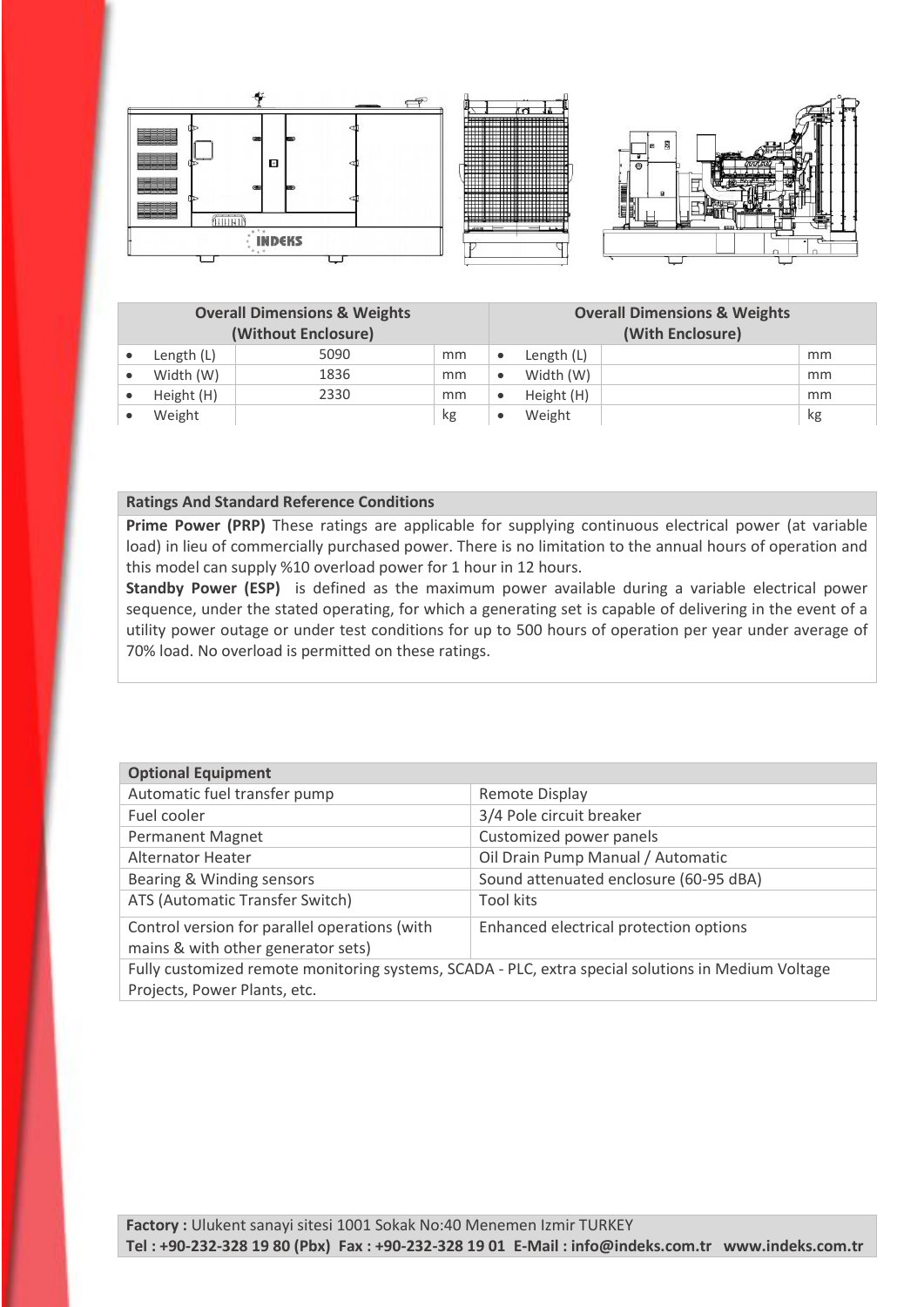| Overall Dimensions & Weights (Without Enclosure) | | | Overall Dimensions & Weights (With Enclosure) | | |
|---|---|---|---|---|---|
| Length (L) | 5090 | mm | Length (L) | | mm |
| Width (W) | 1836 | mm | Width (W) | | mm |
| Height (H) | 2330 | mm | Height (H) | | mm |
| Weight | | kg | Weight | | kg |

### Ratings And Standard Reference Conditions

**Prime Power (PRP)** These ratings are applicable for supplying continuous electrical power (at variable load) in lieu of commercially purchased power. There is no limitation to the annual hours of operation and this model can supply %10 overload power for 1 hour in 12 hours.

**Standby Power (ESP)** is defined as the maximum power available during a variable electrical power sequence, under the stated operating, for which a generating set is capable of delivering in the event of a utility power outage or under test conditions for up to 500 hours of operation per year under average of 70% load. No overload is permitted on these ratings.

| Optional Equipment | |
|---|---|
| Automatic fuel transfer pump | Remote Display |
| Fuel cooler | 3/4 Pole circuit breaker |
| Permanent Magnet | Customized power panels |
| Alternator Heater | Oil Drain Pump Manual / Automatic |
| Bearing & Winding sensors | Sound attenuated enclosure (60-95 dBA) |
| ATS (Automatic Transfer Switch) | Tool kits |
| Control version for parallel operations (with mains & with other generator sets) | Enhanced electrical protection options |
| Fully customized remote monitoring systems, SCADA - PLC, extra special solutions in Medium Voltage Projects, Power Plants, etc. | |

**Factory :** Ulukent sanayi sitesi 1001 Sokak No:40 Menemen Izmir TURKEY
**Tel : +90-232-328 19 80 (Pbx) Fax : +90-232-328 19 01 E-Mail : info@indeks.com.tr www.indeks.com.tr**